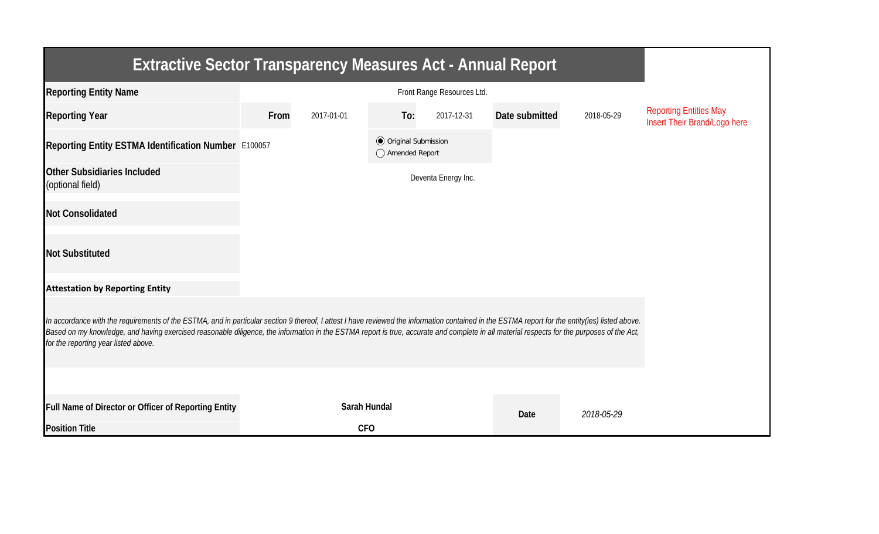# Extractive Sector Transparency Measures Act - Annual Report

| | | | | | | | |
|---|---|---|---|---|---|---|---|
| **Reporting Entity Name** | Front Range Resources Ltd. | | | | | | |
| **Reporting Year** | **From** | 2017-01-01 | **To:** | 2017-12-31 | **Date submitted** | 2018-05-29 | Reporting Entities May Insert Their Brand/Logo here |
| **Reporting Entity ESTMA Identification Number** | E100057 | | ◉ Original Submission ◯ Amended Report | | | | |
| **Other Subsidiaries Included** (optional field) | Deventa Energy Inc. | | | | | | |
| **Not Consolidated** | | | | | | | |
| **Not Substituted** | | | | | | | |

**Attestation by Reporting Entity**

*In accordance with the requirements of the ESTMA, and in particular section 9 thereof, I attest I have reviewed the information contained in the ESTMA report for the entity(ies) listed above. Based on my knowledge, and having exercised reasonable diligence, the information in the ESTMA report is true, accurate and complete in all material respects for the purposes of the Act, for the reporting year listed above.*

| | | | |
|---|---|---|---|
| **Full Name of Director or Officer of Reporting Entity** | **Sarah Hundal** | **Date** | *2018-05-29* |
| **Position Title** | **CFO** | | |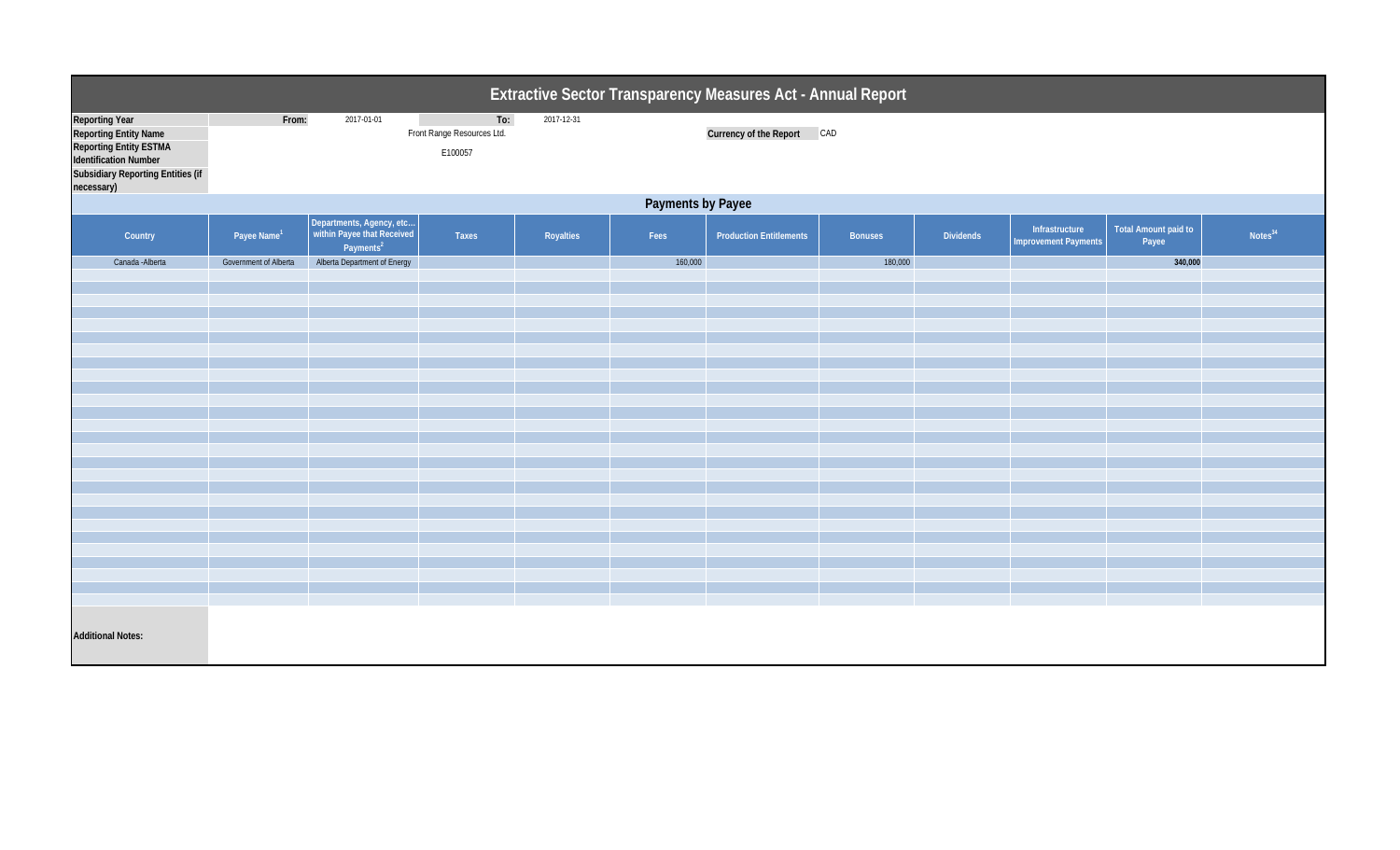# Extractive Sector Transparency Measures Act - Annual Report

| | | | |
|---|---|---|---|
| **Reporting Year** | **From:** 2017-01-01 | **To:** 2017-12-31 | |
| **Reporting Entity Name** | Front Range Resources Ltd. | **Currency of the Report** | CAD |
| **Reporting Entity ESTMA Identification Number** | E100057 | | |
| **Subsidiary Reporting Entities (if necessary)** | | | |

## Payments by Payee

| Country | Payee Name[1] | Departments, Agency, etc... within Payee that Received Payments[2] | Taxes | Royalties | Fees | Production Entitlements | Bonuses | Dividends | Infrastructure Improvement Payments | Total Amount paid to Payee | Notes[34] |
|---|---|---|---|---|---|---|---|---|---|---|---|
| Canada -Alberta | Government of Alberta | Alberta Department of Energy | | | 160,000 | | 180,000 | | | **340,000** | |

**Additional Notes:**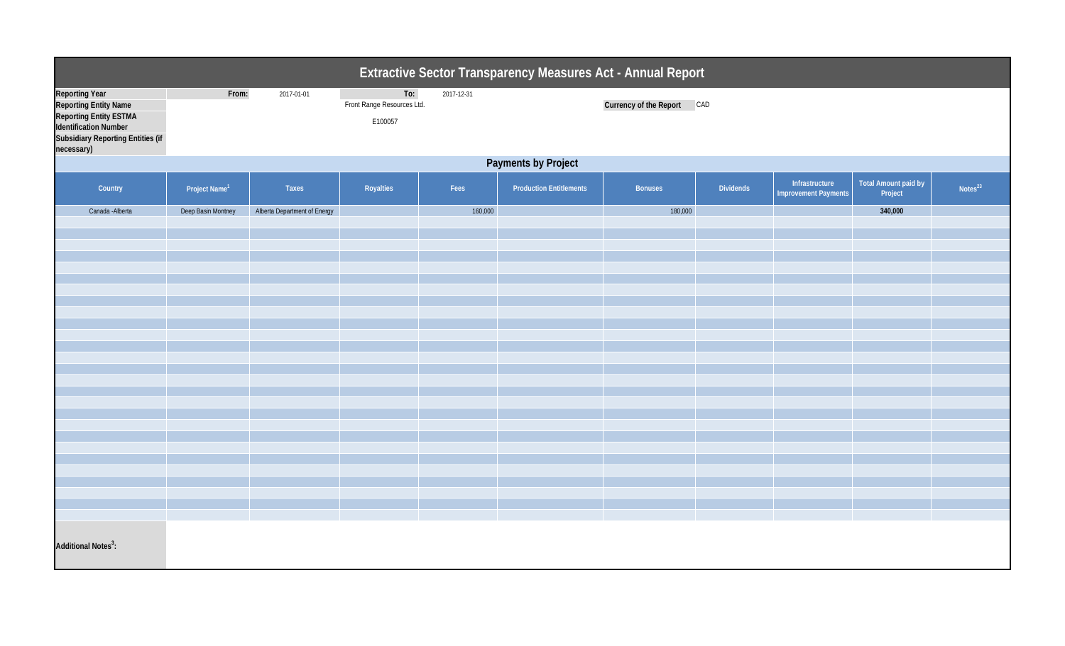# Extractive Sector Transparency Measures Act - Annual Report

| | | | | | | |
|---|---|---|---|---|---|---|
| **Reporting Year** | **From:** | 2017-01-01 | **To:** | 2017-12-31 | | |
| **Reporting Entity Name** | | Front Range Resources Ltd. | | | **Currency of the Report** | CAD |
| **Reporting Entity ESTMA Identification Number** | | E100057 | | | | |
| **Subsidiary Reporting Entities (if necessary)** | | | | | | |

## Payments by Project

| Country | Project Name[1] | Taxes | Royalties | Fees | Production Entitlements | Bonuses | Dividends | Infrastructure Improvement Payments | Total Amount paid by Project | Notes[23] |
|---|---|---|---|---|---|---|---|---|---|---|
| Canada -Alberta | Deep Basin Montney | Alberta Department of Energy | | 160,000 | | 180,000 | | | **340,000** | |

**Additional Notes[3]:**